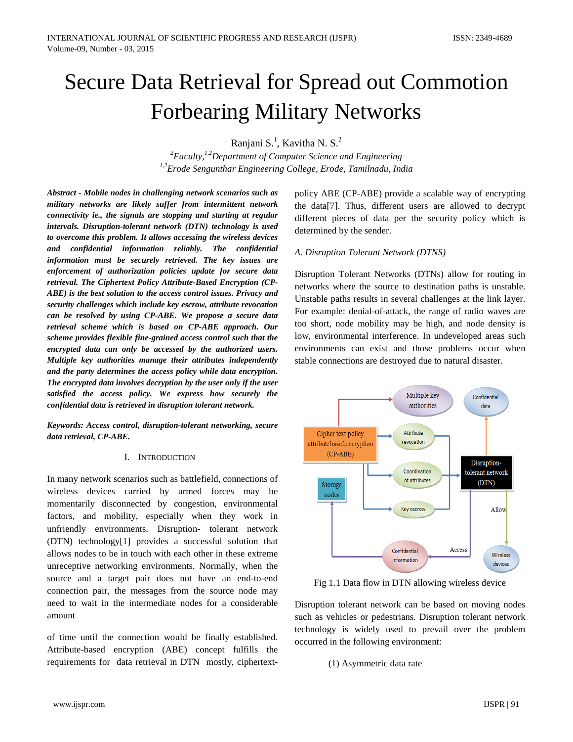# Secure Data Retrieval for Spread out Commotion Forbearing Military Networks

Ranjani S.[1], Kavitha N. S.[2]

[2]Faculty,[1,2]Department of Computer Science and Engineering

[1,2]Erode Sengunthar Engineering College, Erode, Tamilnadu, India

***Abstract - Mobile nodes in challenging network scenarios such as military networks are likely suffer from intermittent network connectivity ie., the signals are stopping and starting at regular intervals. Disruption-tolerant network (DTN) technology is used to overcome this problem. It allows accessing the wireless devices and confidential information reliably. The confidential information must be securely retrieved. The key issues are enforcement of authorization policies update for secure data retrieval. The Ciphertext Policy Attribute-Based Encryption (CP-ABE) is the best solution to the access control issues. Privacy and security challenges which include key escrow, attribute revocation can be resolved by using CP-ABE. We propose a secure data retrieval scheme which is based on CP-ABE approach. Our scheme provides flexible fine-grained access control such that the encrypted data can only be accessed by the authorized users. Multiple key authorities manage their attributes independently and the party determines the access policy while data encryption. The encrypted data involves decryption by the user only if the user satisfied the access policy. We express how securely the confidential data is retrieved in disruption tolerant network.***

***Keywords: Access control, disruption-tolerant networking, secure data retrieval, CP-ABE.***

## I. Introduction

In many network scenarios such as battlefield, connections of wireless devices carried by armed forces may be momentarily disconnected by congestion, environmental factors, and mobility, especially when they work in unfriendly environments. Disruption- tolerant network (DTN) technology[1] provides a successful solution that allows nodes to be in touch with each other in these extreme unreceptive networking environments. Normally, when the source and a target pair does not have an end-to-end connection pair, the messages from the source node may need to wait in the intermediate nodes for a considerable amount

of time until the connection would be finally established. Attribute-based encryption (ABE) concept fulfills the requirements for data retrieval in DTN mostly, ciphertext-policy ABE (CP-ABE) provide a scalable way of encrypting the data[7]. Thus, different users are allowed to decrypt different pieces of data per the security policy which is determined by the sender.

### *A. Disruption Tolerant Network (DTNS)*

Disruption Tolerant Networks (DTNs) allow for routing in networks where the source to destination paths is unstable. Unstable paths results in several challenges at the link layer. For example: denial-of-attack, the range of radio waves are too short, node mobility may be high, and node density is low, environmental interference. In undeveloped areas such environments can exist and those problems occur when stable connections are destroyed due to natural disaster.

Fig 1.1 Data flow in DTN allowing wireless device

Disruption tolerant network can be based on moving nodes such as vehicles or pedestrians. Disruption tolerant network technology is widely used to prevail over the problem occurred in the following environment:

(1) Asymmetric data rate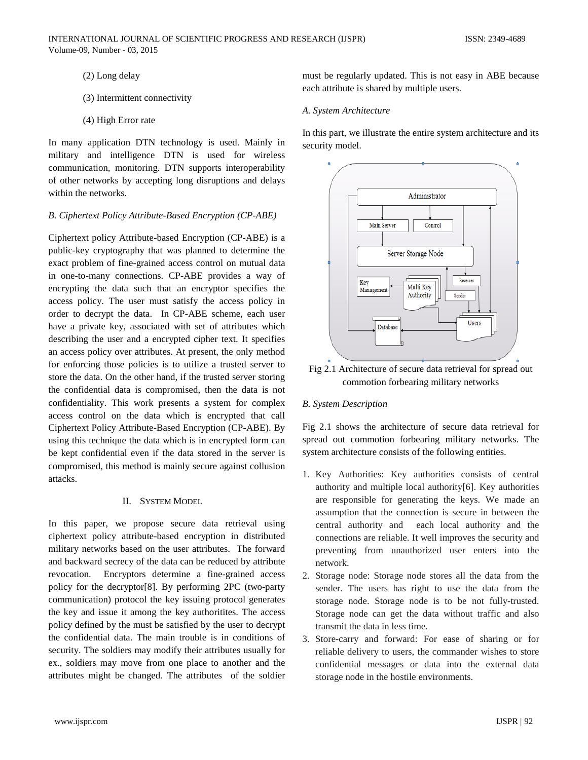(2) Long delay

(3) Intermittent connectivity

(4) High Error rate

In many application DTN technology is used. Mainly in military and intelligence DTN is used for wireless communication, monitoring. DTN supports interoperability of other networks by accepting long disruptions and delays within the networks.

### *B. Ciphertext Policy Attribute-Based Encryption (CP-ABE)*

Ciphertext policy Attribute-based Encryption (CP-ABE) is a public-key cryptography that was planned to determine the exact problem of fine-grained access control on mutual data in one-to-many connections. CP-ABE provides a way of encrypting the data such that an encryptor specifies the access policy. The user must satisfy the access policy in order to decrypt the data. In CP-ABE scheme, each user have a private key, associated with set of attributes which describing the user and a encrypted cipher text. It specifies an access policy over attributes. At present, the only method for enforcing those policies is to utilize a trusted server to store the data. On the other hand, if the trusted server storing the confidential data is compromised, then the data is not confidentiality. This work presents a system for complex access control on the data which is encrypted that call Ciphertext Policy Attribute-Based Encryption (CP-ABE). By using this technique the data which is in encrypted form can be kept confidential even if the data stored in the server is compromised, this method is mainly secure against collusion attacks.

## II. System Model

In this paper, we propose secure data retrieval using ciphertext policy attribute-based encryption in distributed military networks based on the user attributes. The forward and backward secrecy of the data can be reduced by attribute revocation. Encryptors determine a fine-grained access policy for the decryptor[8]. By performing 2PC (two-party communication) protocol the key issuing protocol generates the key and issue it among the key authoritites. The access policy defined by the must be satisfied by the user to decrypt the confidential data. The main trouble is in conditions of security. The soldiers may modify their attributes usually for ex., soldiers may move from one place to another and the attributes might be changed. The attributes of the soldier must be regularly updated. This is not easy in ABE because each attribute is shared by multiple users.

### *A. System Architecture*

In this part, we illustrate the entire system architecture and its security model.

Fig 2.1 Architecture of secure data retrieval for spread out commotion forbearing military networks

### *B. System Description*

Fig 2.1 shows the architecture of secure data retrieval for spread out commotion forbearing military networks. The system architecture consists of the following entities.

1. Key Authorities: Key authorities consists of central authority and multiple local authority[6]. Key authorities are responsible for generating the keys. We made an assumption that the connection is secure in between the central authority and each local authority and the connections are reliable. It well improves the security and preventing from unauthorized user enters into the network.
2. Storage node: Storage node stores all the data from the sender. The users has right to use the data from the storage node. Storage node is to be not fully-trusted. Storage node can get the data without traffic and also transmit the data in less time.
3. Store-carry and forward: For ease of sharing or for reliable delivery to users, the commander wishes to store confidential messages or data into the external data storage node in the hostile environments.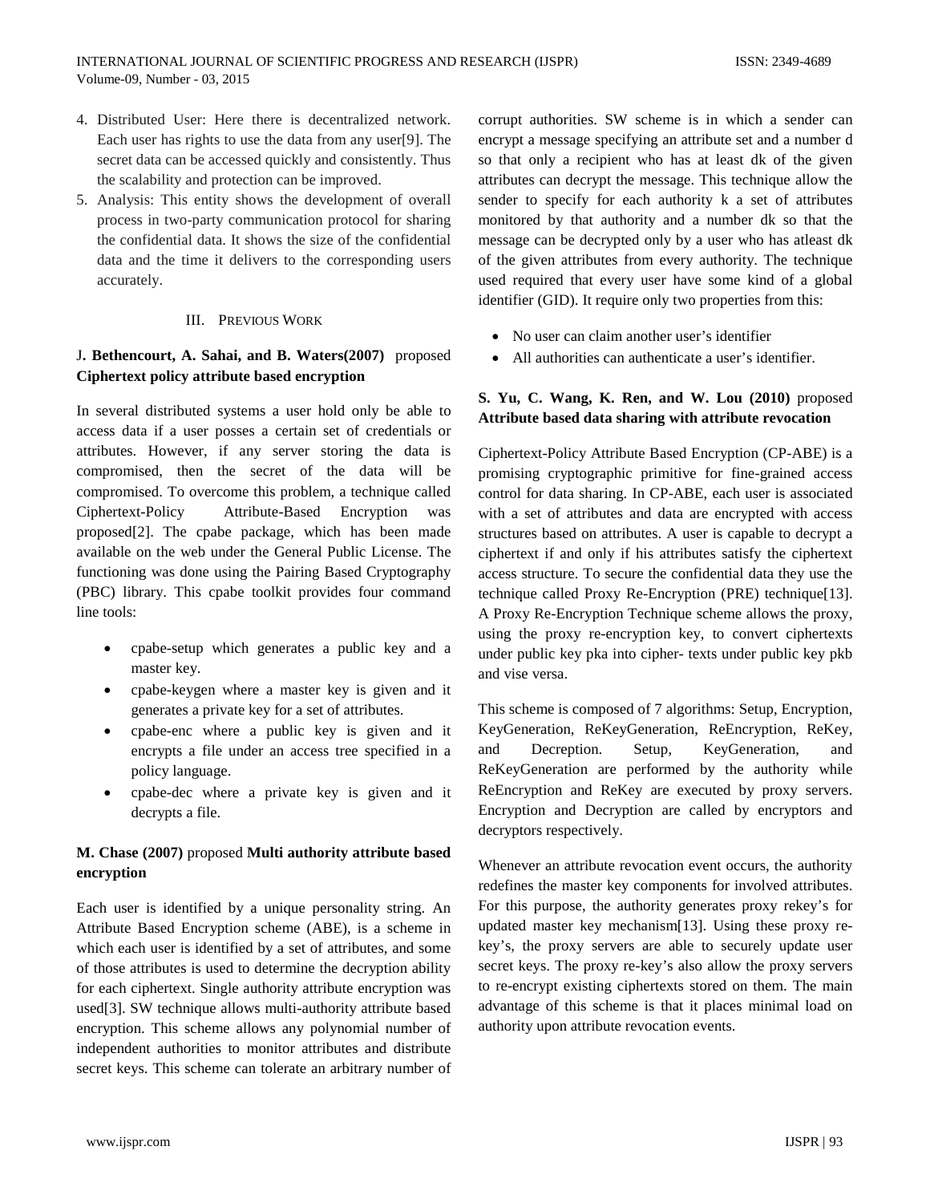4. Distributed User: Here there is decentralized network. Each user has rights to use the data from any user[9]. The secret data can be accessed quickly and consistently. Thus the scalability and protection can be improved.
5. Analysis: This entity shows the development of overall process in two-party communication protocol for sharing the confidential data. It shows the size of the confidential data and the time it delivers to the corresponding users accurately.

## III. Previous Work

J**. Bethencourt, A. Sahai, and B. Waters(2007)** proposed **Ciphertext policy attribute based encryption**

In several distributed systems a user hold only be able to access data if a user posses a certain set of credentials or attributes. However, if any server storing the data is compromised, then the secret of the data will be compromised. To overcome this problem, a technique called Ciphertext-Policy Attribute-Based Encryption was proposed[2]. The cpabe package, which has been made available on the web under the General Public License. The functioning was done using the Pairing Based Cryptography (PBC) library. This cpabe toolkit provides four command line tools:

- cpabe-setup which generates a public key and a master key.
- cpabe-keygen where a master key is given and it generates a private key for a set of attributes.
- cpabe-enc where a public key is given and it encrypts a file under an access tree specified in a policy language.
- cpabe-dec where a private key is given and it decrypts a file.

**M. Chase (2007)** proposed **Multi authority attribute based encryption**

Each user is identified by a unique personality string. An Attribute Based Encryption scheme (ABE), is a scheme in which each user is identified by a set of attributes, and some of those attributes is used to determine the decryption ability for each ciphertext. Single authority attribute encryption was used[3]. SW technique allows multi-authority attribute based encryption. This scheme allows any polynomial number of independent authorities to monitor attributes and distribute secret keys. This scheme can tolerate an arbitrary number of corrupt authorities. SW scheme is in which a sender can encrypt a message specifying an attribute set and a number d so that only a recipient who has at least dk of the given attributes can decrypt the message. This technique allow the sender to specify for each authority k a set of attributes monitored by that authority and a number dk so that the message can be decrypted only by a user who has atleast dk of the given attributes from every authority. The technique used required that every user have some kind of a global identifier (GID). It require only two properties from this:

- No user can claim another user's identifier
- All authorities can authenticate a user's identifier.

**S. Yu, C. Wang, K. Ren, and W. Lou (2010)** proposed **Attribute based data sharing with attribute revocation**

Ciphertext-Policy Attribute Based Encryption (CP-ABE) is a promising cryptographic primitive for fine-grained access control for data sharing. In CP-ABE, each user is associated with a set of attributes and data are encrypted with access structures based on attributes. A user is capable to decrypt a ciphertext if and only if his attributes satisfy the ciphertext access structure. To secure the confidential data they use the technique called Proxy Re-Encryption (PRE) technique[13]. A Proxy Re-Encryption Technique scheme allows the proxy, using the proxy re-encryption key, to convert ciphertexts under public key pka into cipher- texts under public key pkb and vise versa.

This scheme is composed of 7 algorithms: Setup, Encryption, KeyGeneration, ReKeyGeneration, ReEncryption, ReKey, and Decreption. Setup, KeyGeneration, and ReKeyGeneration are performed by the authority while ReEncryption and ReKey are executed by proxy servers. Encryption and Decryption are called by encryptors and decryptors respectively.

Whenever an attribute revocation event occurs, the authority redefines the master key components for involved attributes. For this purpose, the authority generates proxy rekey's for updated master key mechanism[13]. Using these proxy re-key's, the proxy servers are able to securely update user secret keys. The proxy re-key's also allow the proxy servers to re-encrypt existing ciphertexts stored on them. The main advantage of this scheme is that it places minimal load on authority upon attribute revocation events.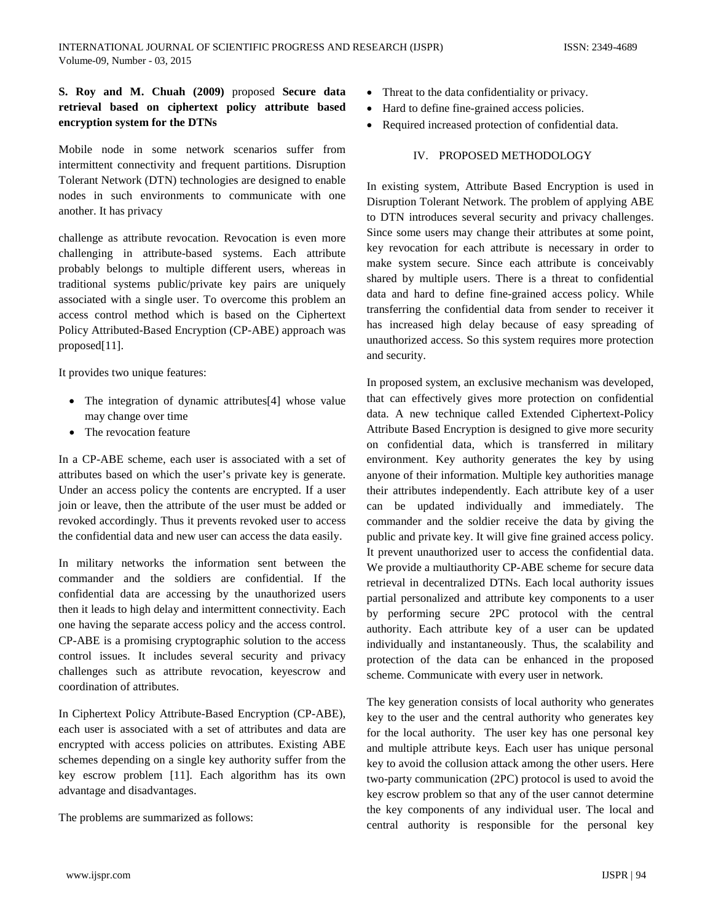**S. Roy and M. Chuah (2009)** proposed **Secure data retrieval based on ciphertext policy attribute based encryption system for the DTNs**

Mobile node in some network scenarios suffer from intermittent connectivity and frequent partitions. Disruption Tolerant Network (DTN) technologies are designed to enable nodes in such environments to communicate with one another. It has privacy

challenge as attribute revocation. Revocation is even more challenging in attribute-based systems. Each attribute probably belongs to multiple different users, whereas in traditional systems public/private key pairs are uniquely associated with a single user. To overcome this problem an access control method which is based on the Ciphertext Policy Attributed-Based Encryption (CP-ABE) approach was proposed[11].

It provides two unique features:

- The integration of dynamic attributes[4] whose value may change over time
- The revocation feature

In a CP-ABE scheme, each user is associated with a set of attributes based on which the user's private key is generate. Under an access policy the contents are encrypted. If a user join or leave, then the attribute of the user must be added or revoked accordingly. Thus it prevents revoked user to access the confidential data and new user can access the data easily.

In military networks the information sent between the commander and the soldiers are confidential. If the confidential data are accessing by the unauthorized users then it leads to high delay and intermittent connectivity. Each one having the separate access policy and the access control. CP-ABE is a promising cryptographic solution to the access control issues. It includes several security and privacy challenges such as attribute revocation, keyescrow and coordination of attributes.

In Ciphertext Policy Attribute-Based Encryption (CP-ABE), each user is associated with a set of attributes and data are encrypted with access policies on attributes. Existing ABE schemes depending on a single key authority suffer from the key escrow problem [11]. Each algorithm has its own advantage and disadvantages.

The problems are summarized as follows:

- Threat to the data confidentiality or privacy.
- Hard to define fine-grained access policies.
- Required increased protection of confidential data.

## IV. PROPOSED METHODOLOGY

In existing system, Attribute Based Encryption is used in Disruption Tolerant Network. The problem of applying ABE to DTN introduces several security and privacy challenges. Since some users may change their attributes at some point, key revocation for each attribute is necessary in order to make system secure. Since each attribute is conceivably shared by multiple users. There is a threat to confidential data and hard to define fine-grained access policy. While transferring the confidential data from sender to receiver it has increased high delay because of easy spreading of unauthorized access. So this system requires more protection and security.

In proposed system, an exclusive mechanism was developed, that can effectively gives more protection on confidential data. A new technique called Extended Ciphertext-Policy Attribute Based Encryption is designed to give more security on confidential data, which is transferred in military environment. Key authority generates the key by using anyone of their information. Multiple key authorities manage their attributes independently. Each attribute key of a user can be updated individually and immediately. The commander and the soldier receive the data by giving the public and private key. It will give fine grained access policy. It prevent unauthorized user to access the confidential data. We provide a multiauthority CP-ABE scheme for secure data retrieval in decentralized DTNs. Each local authority issues partial personalized and attribute key components to a user by performing secure 2PC protocol with the central authority. Each attribute key of a user can be updated individually and instantaneously. Thus, the scalability and protection of the data can be enhanced in the proposed scheme. Communicate with every user in network.

The key generation consists of local authority who generates key to the user and the central authority who generates key for the local authority. The user key has one personal key and multiple attribute keys. Each user has unique personal key to avoid the collusion attack among the other users. Here two-party communication (2PC) protocol is used to avoid the key escrow problem so that any of the user cannot determine the key components of any individual user. The local and central authority is responsible for the personal key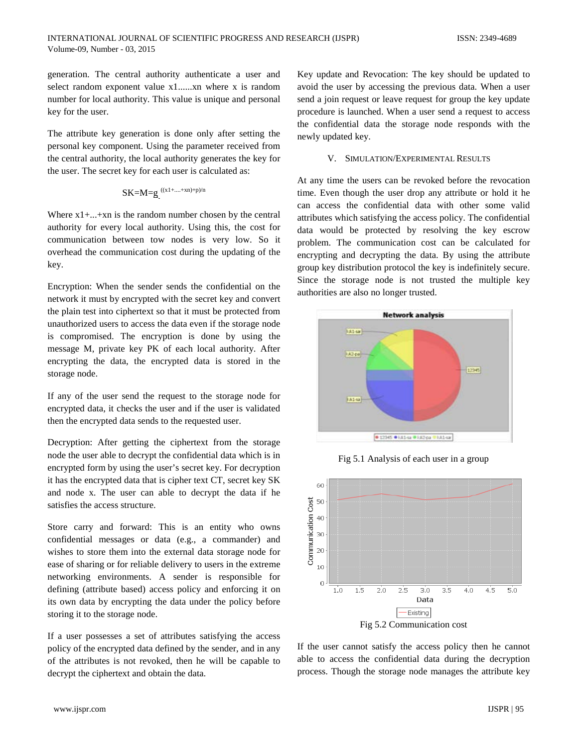generation. The central authority authenticate a user and select random exponent value x1......xn where x is random number for local authority. This value is unique and personal key for the user.

The attribute key generation is done only after setting the personal key component. Using the parameter received from the central authority, the local authority generates the key for the user. The secret key for each user is calculated as:

$$SK=M=g^{((x1+....+xn)+p)/n}$$

Where x1+...+xn is the random number chosen by the central authority for every local authority. Using this, the cost for communication between tow nodes is very low. So it overhead the communication cost during the updating of the key.

Encryption: When the sender sends the confidential on the network it must by encrypted with the secret key and convert the plain test into ciphertext so that it must be protected from unauthorized users to access the data even if the storage node is compromised. The encryption is done by using the message M, private key PK of each local authority. After encrypting the data, the encrypted data is stored in the storage node.

If any of the user send the request to the storage node for encrypted data, it checks the user and if the user is validated then the encrypted data sends to the requested user.

Decryption: After getting the ciphertext from the storage node the user able to decrypt the confidential data which is in encrypted form by using the user's secret key. For decryption it has the encrypted data that is cipher text CT, secret key SK and node x. The user can able to decrypt the data if he satisfies the access structure.

Store carry and forward: This is an entity who owns confidential messages or data (e.g., a commander) and wishes to store them into the external data storage node for ease of sharing or for reliable delivery to users in the extreme networking environments. A sender is responsible for defining (attribute based) access policy and enforcing it on its own data by encrypting the data under the policy before storing it to the storage node.

If a user possesses a set of attributes satisfying the access policy of the encrypted data defined by the sender, and in any of the attributes is not revoked, then he will be capable to decrypt the ciphertext and obtain the data.

Key update and Revocation: The key should be updated to avoid the user by accessing the previous data. When a user send a join request or leave request for group the key update procedure is launched. When a user send a request to access the confidential data the storage node responds with the newly updated key.

## V. Simulation/Experimental Results

At any time the users can be revoked before the revocation time. Even though the user drop any attribute or hold it he can access the confidential data with other some valid attributes which satisfying the access policy. The confidential data would be protected by resolving the key escrow problem. The communication cost can be calculated for encrypting and decrypting the data. By using the attribute group key distribution protocol the key is indefinitely secure. Since the storage node is not trusted the multiple key authorities are also no longer trusted.

Fig 5.1 Analysis of each user in a group

Fig 5.2 Communication cost

If the user cannot satisfy the access policy then he cannot able to access the confidential data during the decryption process. Though the storage node manages the attribute key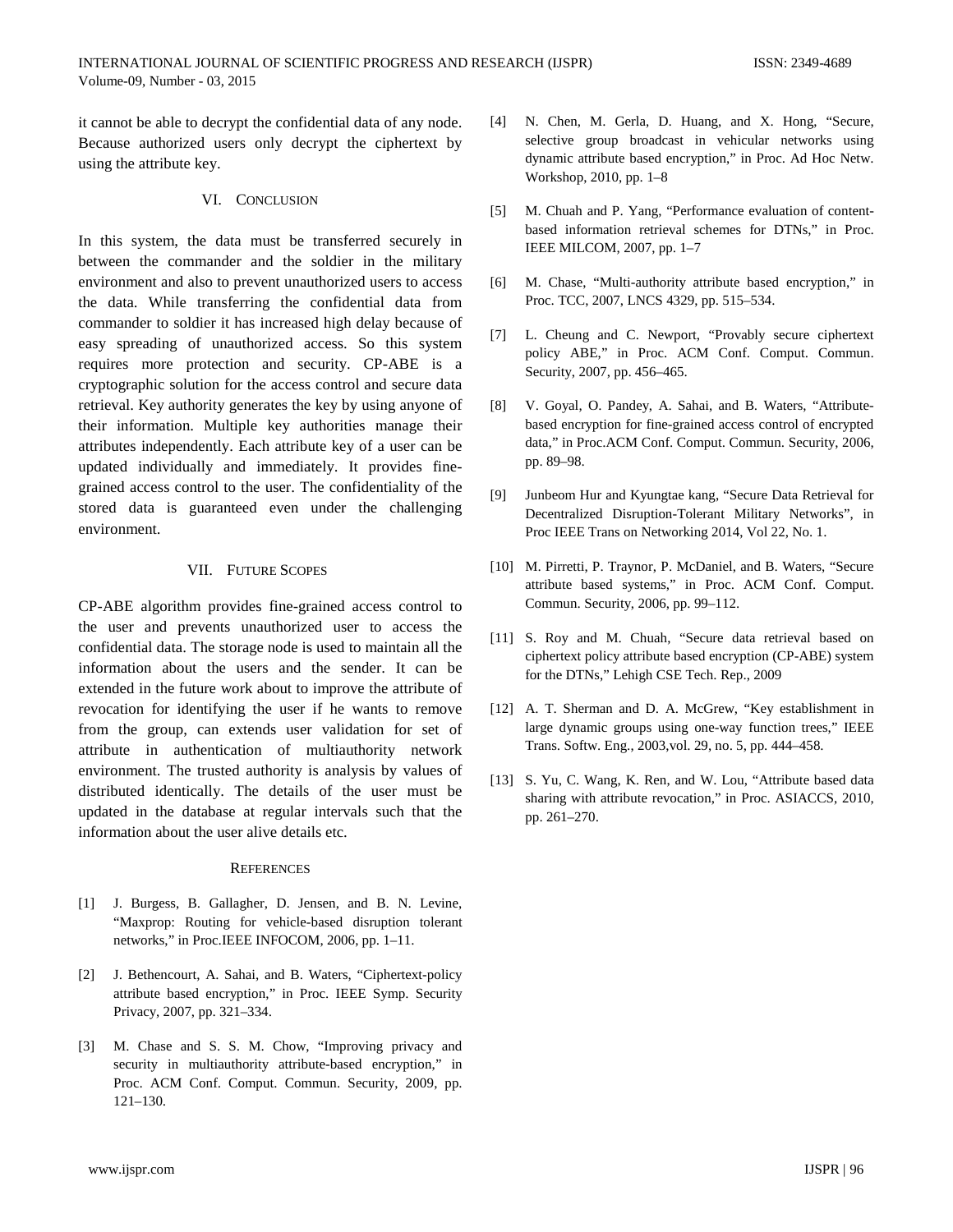it cannot be able to decrypt the confidential data of any node. Because authorized users only decrypt the ciphertext by using the attribute key.

## VI. Conclusion

In this system, the data must be transferred securely in between the commander and the soldier in the military environment and also to prevent unauthorized users to access the data. While transferring the confidential data from commander to soldier it has increased high delay because of easy spreading of unauthorized access. So this system requires more protection and security. CP-ABE is a cryptographic solution for the access control and secure data retrieval. Key authority generates the key by using anyone of their information. Multiple key authorities manage their attributes independently. Each attribute key of a user can be updated individually and immediately. It provides fine-grained access control to the user. The confidentiality of the stored data is guaranteed even under the challenging environment.

## VII. Future Scopes

CP-ABE algorithm provides fine-grained access control to the user and prevents unauthorized user to access the confidential data. The storage node is used to maintain all the information about the users and the sender. It can be extended in the future work about to improve the attribute of revocation for identifying the user if he wants to remove from the group, can extends user validation for set of attribute in authentication of multiauthority network environment. The trusted authority is analysis by values of distributed identically. The details of the user must be updated in the database at regular intervals such that the information about the user alive details etc.

## References

[1] J. Burgess, B. Gallagher, D. Jensen, and B. N. Levine, "Maxprop: Routing for vehicle-based disruption tolerant networks," in Proc.IEEE INFOCOM, 2006, pp. 1–11.

[2] J. Bethencourt, A. Sahai, and B. Waters, "Ciphertext-policy attribute based encryption," in Proc. IEEE Symp. Security Privacy, 2007, pp. 321–334.

[3] M. Chase and S. S. M. Chow, "Improving privacy and security in multiauthority attribute-based encryption," in Proc. ACM Conf. Comput. Commun. Security, 2009, pp. 121–130.

[4] N. Chen, M. Gerla, D. Huang, and X. Hong, "Secure, selective group broadcast in vehicular networks using dynamic attribute based encryption," in Proc. Ad Hoc Netw. Workshop, 2010, pp. 1–8

[5] M. Chuah and P. Yang, "Performance evaluation of content-based information retrieval schemes for DTNs," in Proc. IEEE MILCOM, 2007, pp. 1–7

[6] M. Chase, "Multi-authority attribute based encryption," in Proc. TCC, 2007, LNCS 4329, pp. 515–534.

[7] L. Cheung and C. Newport, "Provably secure ciphertext policy ABE," in Proc. ACM Conf. Comput. Commun. Security, 2007, pp. 456–465.

[8] V. Goyal, O. Pandey, A. Sahai, and B. Waters, "Attribute-based encryption for fine-grained access control of encrypted data," in Proc.ACM Conf. Comput. Commun. Security, 2006, pp. 89–98.

[9] Junbeom Hur and Kyungtae kang, "Secure Data Retrieval for Decentralized Disruption-Tolerant Military Networks", in Proc IEEE Trans on Networking 2014, Vol 22, No. 1.

[10] M. Pirretti, P. Traynor, P. McDaniel, and B. Waters, "Secure attribute based systems," in Proc. ACM Conf. Comput. Commun. Security, 2006, pp. 99–112.

[11] S. Roy and M. Chuah, "Secure data retrieval based on ciphertext policy attribute based encryption (CP-ABE) system for the DTNs," Lehigh CSE Tech. Rep., 2009

[12] A. T. Sherman and D. A. McGrew, "Key establishment in large dynamic groups using one-way function trees," IEEE Trans. Softw. Eng., 2003,vol. 29, no. 5, pp. 444–458.

[13] S. Yu, C. Wang, K. Ren, and W. Lou, "Attribute based data sharing with attribute revocation," in Proc. ASIACCS, 2010, pp. 261–270.